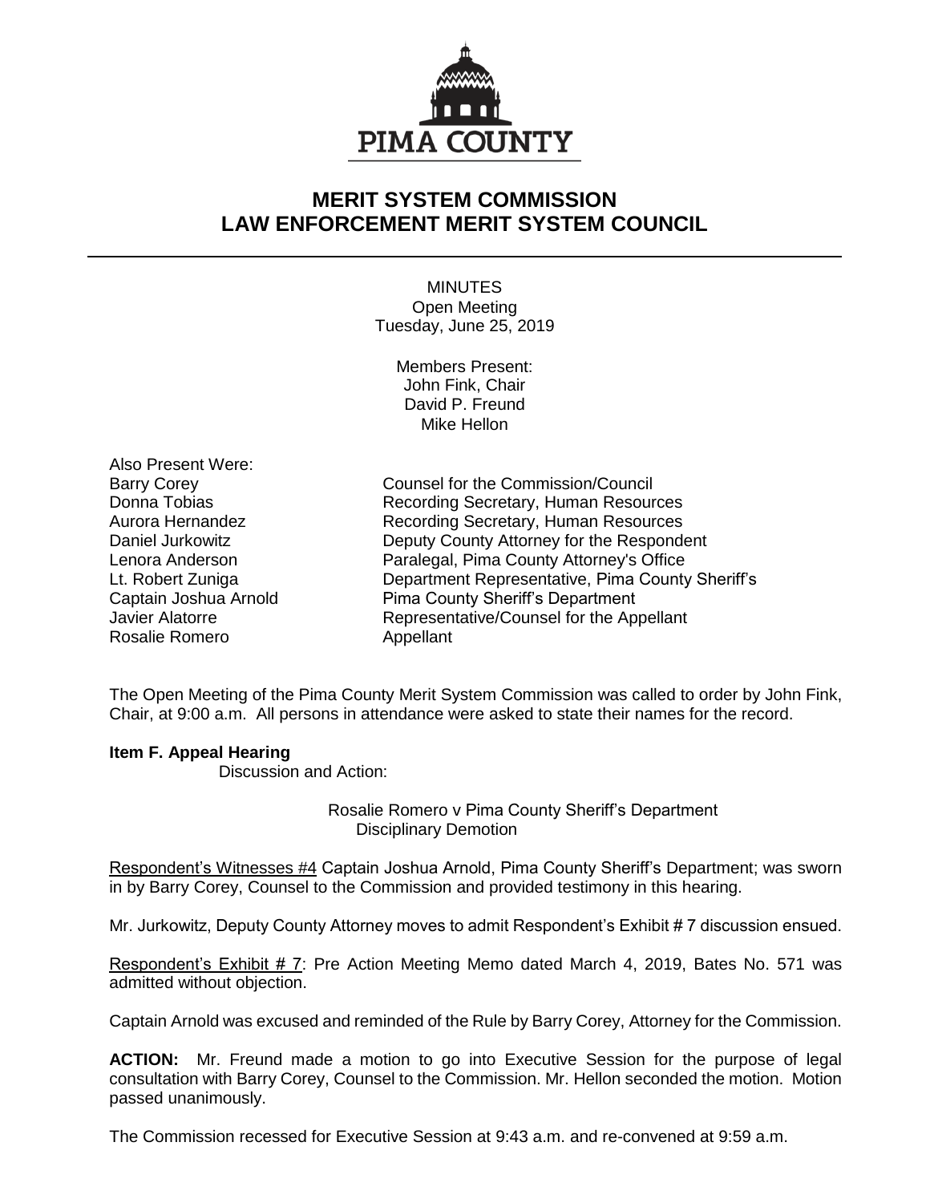PIMA COUNTY

# MERIT SYSTEM COMMISSION
# LAW ENFORCEMENT MERIT SYSTEM COUNCIL

MINUTES
Open Meeting
Tuesday, June 25, 2019

Members Present:
John Fink, Chair
David P. Freund
Mike Hellon

Also Present Were:

| | |
|---|---|
| Barry Corey | Counsel for the Commission/Council |
| Donna Tobias | Recording Secretary, Human Resources |
| Aurora Hernandez | Recording Secretary, Human Resources |
| Daniel Jurkowitz | Deputy County Attorney for the Respondent |
| Lenora Anderson | Paralegal, Pima County Attorney's Office |
| Lt. Robert Zuniga | Department Representative, Pima County Sheriff's |
| Captain Joshua Arnold | Pima County Sheriff's Department |
| Javier Alatorre | Representative/Counsel for the Appellant |
| Rosalie Romero | Appellant |

The Open Meeting of the Pima County Merit System Commission was called to order by John Fink, Chair, at 9:00 a.m. All persons in attendance were asked to state their names for the record.

**Item F. Appeal Hearing**

Discussion and Action:

Rosalie Romero v Pima County Sheriff's Department
Disciplinary Demotion

Respondent's Witnesses #4 Captain Joshua Arnold, Pima County Sheriff's Department; was sworn in by Barry Corey, Counsel to the Commission and provided testimony in this hearing.

Mr. Jurkowitz, Deputy County Attorney moves to admit Respondent's Exhibit # 7 discussion ensued.

Respondent's Exhibit # 7: Pre Action Meeting Memo dated March 4, 2019, Bates No. 571 was admitted without objection.

Captain Arnold was excused and reminded of the Rule by Barry Corey, Attorney for the Commission.

**ACTION:** Mr. Freund made a motion to go into Executive Session for the purpose of legal consultation with Barry Corey, Counsel to the Commission. Mr. Hellon seconded the motion. Motion passed unanimously.

The Commission recessed for Executive Session at 9:43 a.m. and re-convened at 9:59 a.m.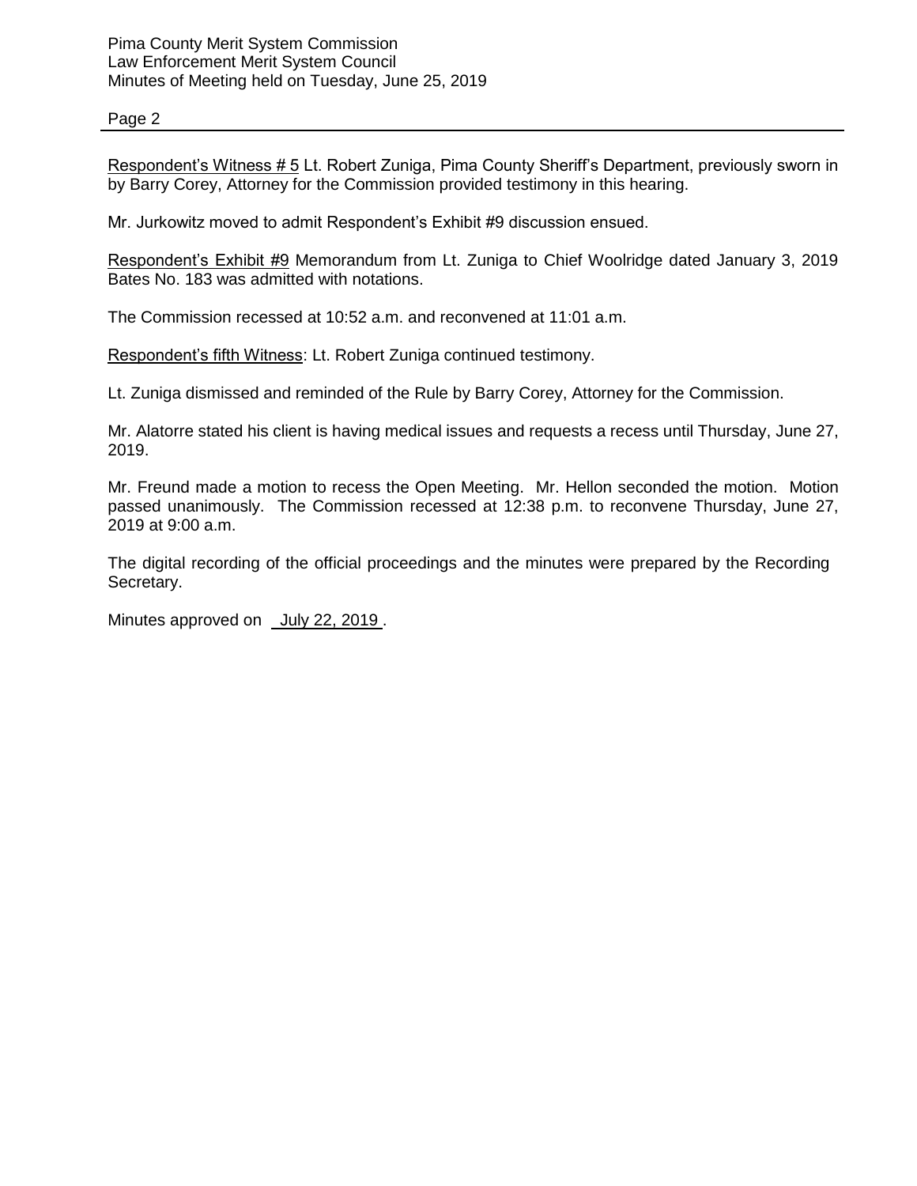Respondent's Witness # 5 Lt. Robert Zuniga, Pima County Sheriff's Department, previously sworn in by Barry Corey, Attorney for the Commission provided testimony in this hearing.

Mr. Jurkowitz moved to admit Respondent's Exhibit #9 discussion ensued.

Respondent's Exhibit #9 Memorandum from Lt. Zuniga to Chief Woolridge dated January 3, 2019 Bates No. 183 was admitted with notations.

The Commission recessed at 10:52 a.m. and reconvened at 11:01 a.m.

Respondent's fifth Witness: Lt. Robert Zuniga continued testimony.

Lt. Zuniga dismissed and reminded of the Rule by Barry Corey, Attorney for the Commission.

Mr. Alatorre stated his client is having medical issues and requests a recess until Thursday, June 27, 2019.

Mr. Freund made a motion to recess the Open Meeting. Mr. Hellon seconded the motion. Motion passed unanimously. The Commission recessed at 12:38 p.m. to reconvene Thursday, June 27, 2019 at 9:00 a.m.

The digital recording of the official proceedings and the minutes were prepared by the Recording Secretary.

Minutes approved on July 22, 2019.